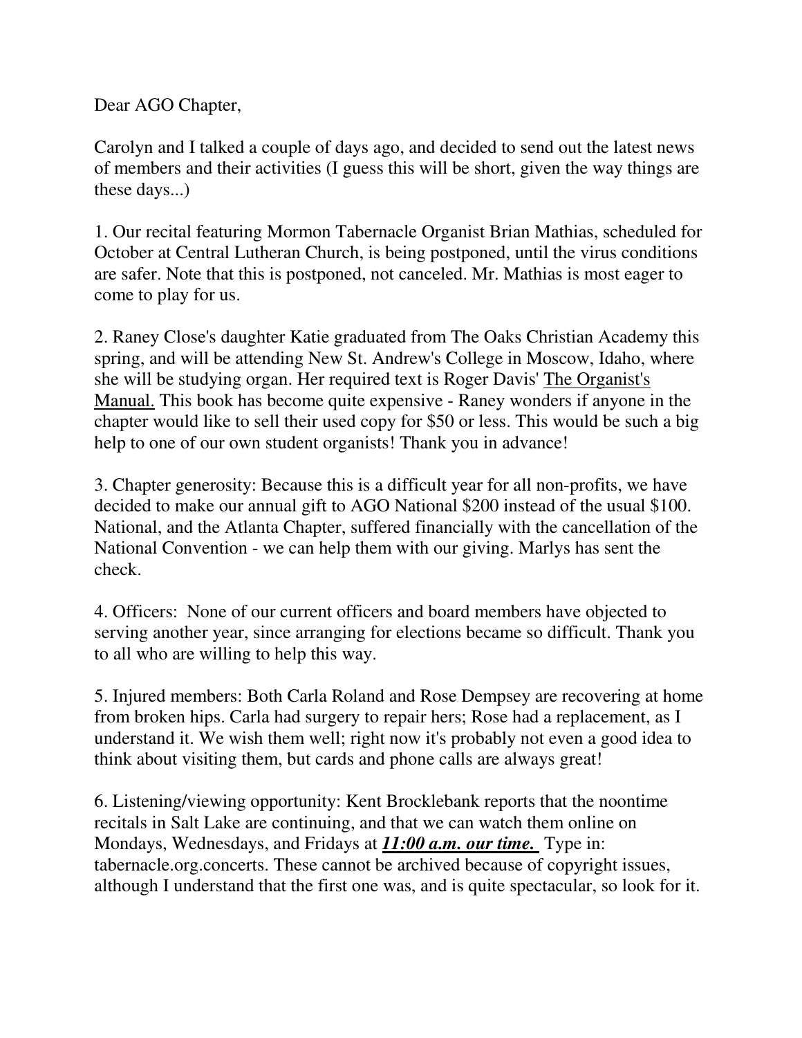Dear AGO Chapter,

Carolyn and I talked a couple of days ago, and decided to send out the latest news of members and their activities (I guess this will be short, given the way things are these days...)

1. Our recital featuring Mormon Tabernacle Organist Brian Mathias, scheduled for October at Central Lutheran Church, is being postponed, until the virus conditions are safer. Note that this is postponed, not canceled. Mr. Mathias is most eager to come to play for us.

2. Raney Close's daughter Katie graduated from The Oaks Christian Academy this spring, and will be attending New St. Andrew's College in Moscow, Idaho, where she will be studying organ. Her required text is Roger Davis' <u>The Organist's Manual.</u> This book has become quite expensive - Raney wonders if anyone in the chapter would like to sell their used copy for $50 or less. This would be such a big help to one of our own student organists! Thank you in advance!

3. Chapter generosity: Because this is a difficult year for all non-profits, we have decided to make our annual gift to AGO National $200 instead of the usual $100. National, and the Atlanta Chapter, suffered financially with the cancellation of the National Convention - we can help them with our giving. Marlys has sent the check.

4. Officers: None of our current officers and board members have objected to serving another year, since arranging for elections became so difficult. Thank you to all who are willing to help this way.

5. Injured members: Both Carla Roland and Rose Dempsey are recovering at home from broken hips. Carla had surgery to repair hers; Rose had a replacement, as I understand it. We wish them well; right now it's probably not even a good idea to think about visiting them, but cards and phone calls are always great!

6. Listening/viewing opportunity: Kent Brocklebank reports that the noontime recitals in Salt Lake are continuing, and that we can watch them online on Mondays, Wednesdays, and Fridays at ***<u>11:00 a.m. our time.</u>*** Type in: tabernacle.org.concerts. These cannot be archived because of copyright issues, although I understand that the first one was, and is quite spectacular, so look for it.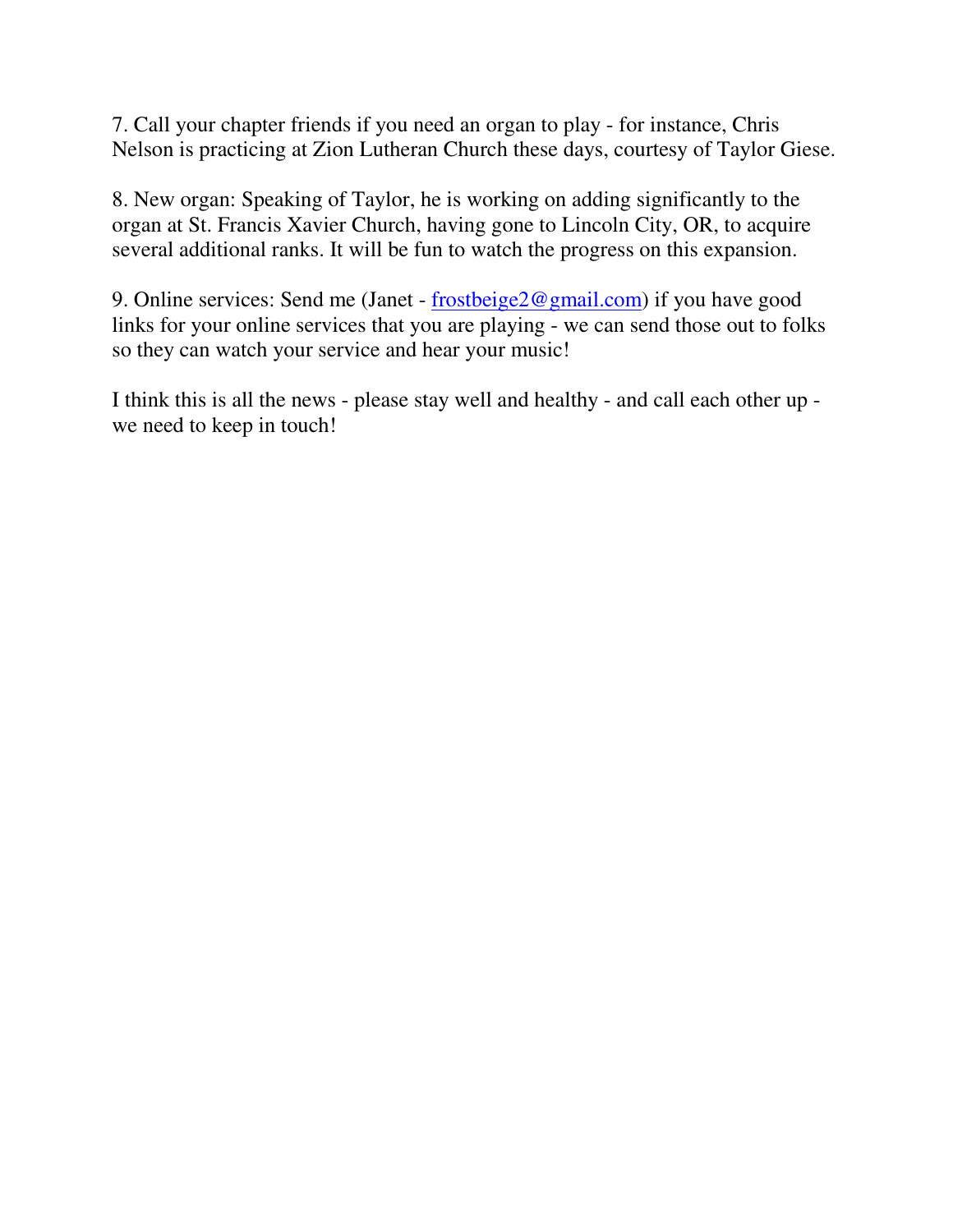7. Call your chapter friends if you need an organ to play - for instance, Chris Nelson is practicing at Zion Lutheran Church these days, courtesy of Taylor Giese.

8. New organ: Speaking of Taylor, he is working on adding significantly to the organ at St. Francis Xavier Church, having gone to Lincoln City, OR, to acquire several additional ranks. It will be fun to watch the progress on this expansion.

9. Online services: Send me (Janet - frostbeige2@gmail.com) if you have good links for your online services that you are playing - we can send those out to folks so they can watch your service and hear your music!

I think this is all the news - please stay well and healthy - and call each other up - we need to keep in touch!